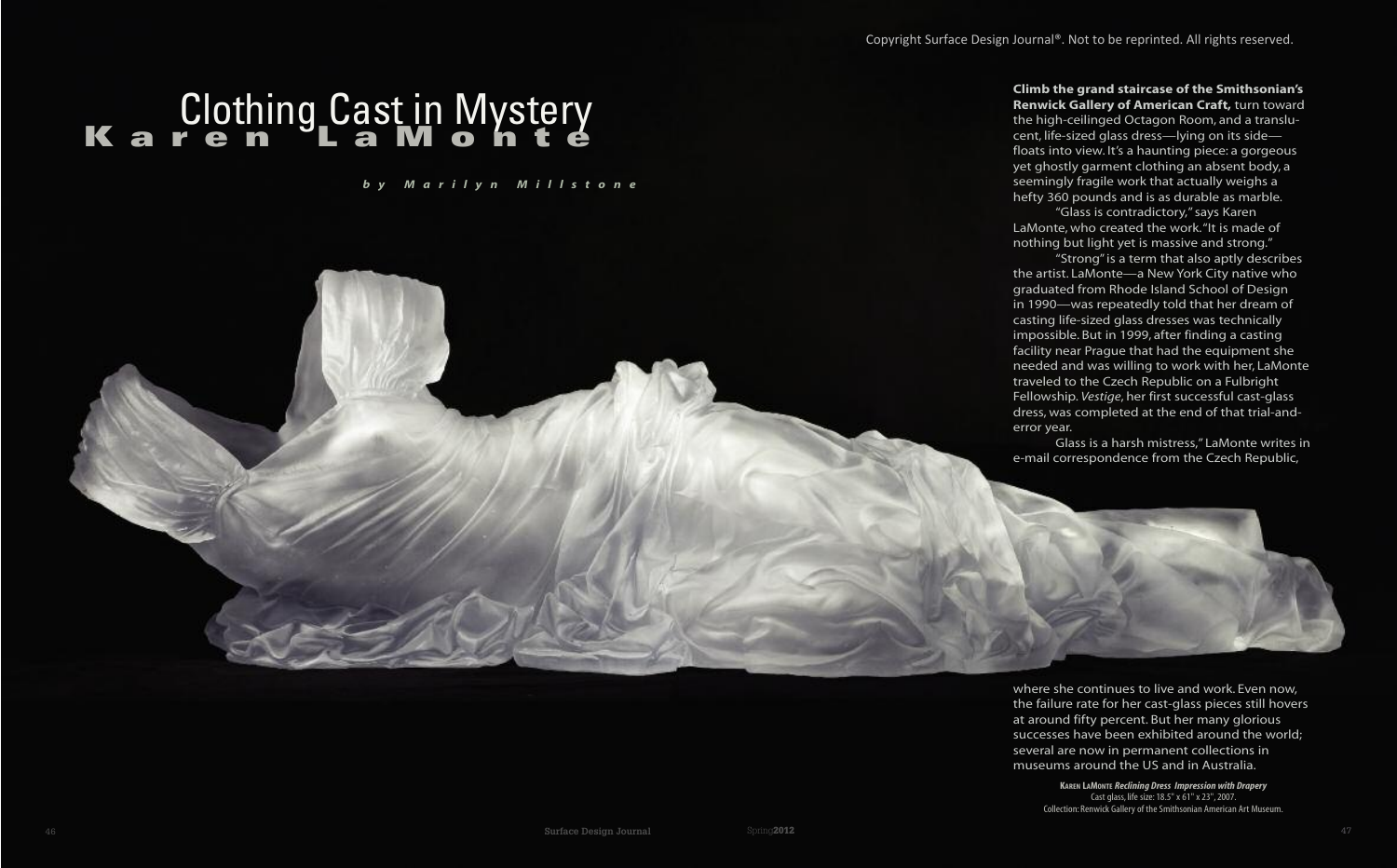# Clothing Cast in Mystery

## Karen LaMonte

*by Marilyn Millstone*

**Climb the grand staircase of the Smithsonian's Renwick Gallery of American Craft,** turn toward the high-ceilinged Octagon Room, and a translucent, life-sized glass dress—lying on its side—floats into view. It's a haunting piece: a gorgeous yet ghostly garment clothing an absent body, a seemingly fragile work that actually weighs a hefty 360 pounds and is as durable as marble.

"Glass is contradictory," says Karen LaMonte, who created the work. "It is made of nothing but light yet is massive and strong."

"Strong" is a term that also aptly describes the artist. LaMonte—a New York City native who graduated from Rhode Island School of Design in 1990—was repeatedly told that her dream of casting life-sized glass dresses was technically impossible. But in 1999, after finding a casting facility near Prague that had the equipment she needed and was willing to work with her, LaMonte traveled to the Czech Republic on a Fulbright Fellowship. *Vestige*, her first successful cast-glass dress, was completed at the end of that trial-and-error year.

Glass is a harsh mistress," LaMonte writes in e-mail correspondence from the Czech Republic, where she continues to live and work. Even now, the failure rate for her cast-glass pieces still hovers at around fifty percent. But her many glorious successes have been exhibited around the world; several are now in permanent collections in museums around the US and in Australia.

**KAREN LAMONTE** ***Reclining Dress Impression with Drapery***
Cast glass, life size: 18.5" x 61" x 23", 2007.
Collection: Renwick Gallery of the Smithsonian American Art Museum.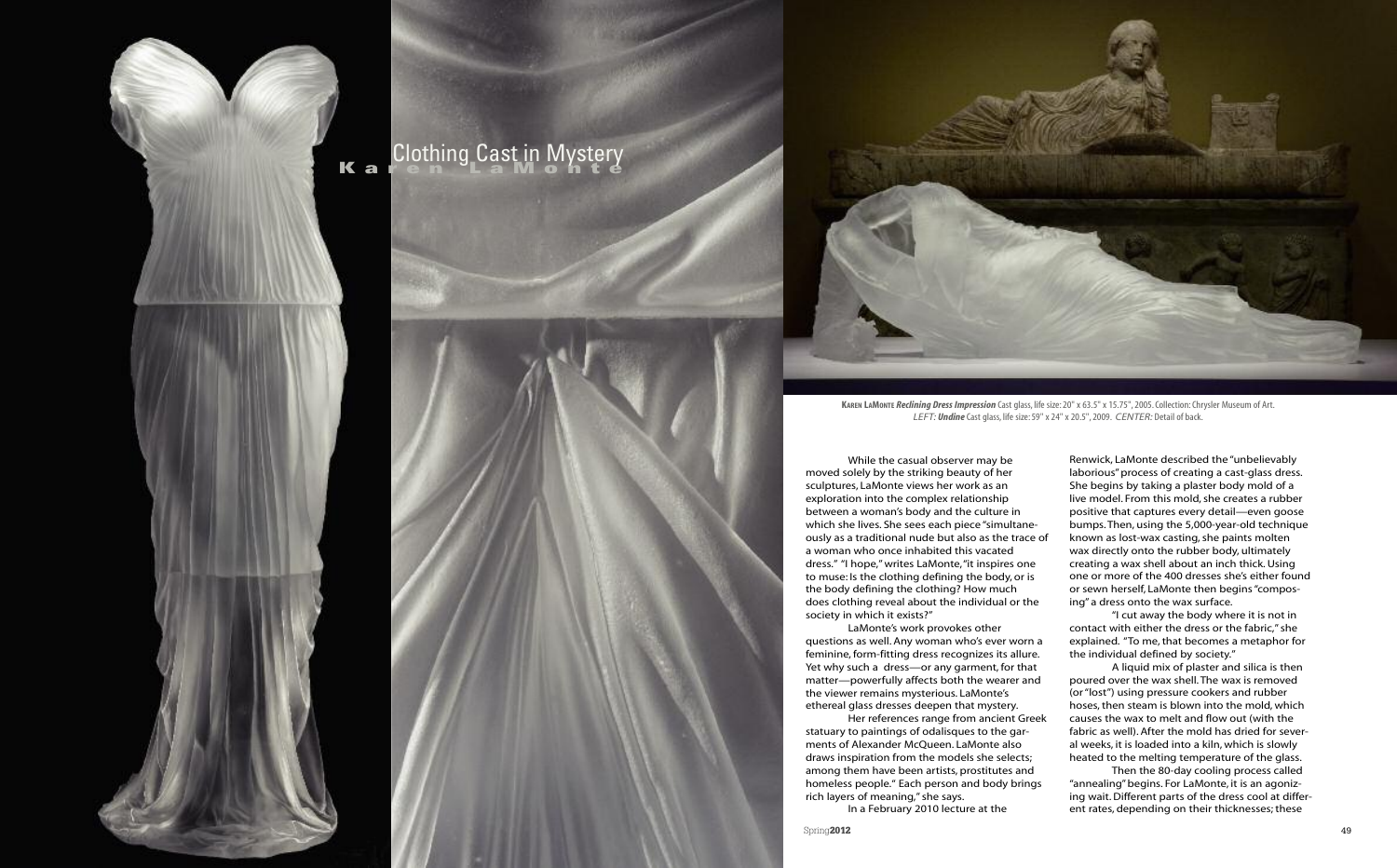# Clothing Cast in Mystery

## Karen LaMonte

**KAREN LAMONTE** ***Reclining Dress Impression*** Cast glass, life size: 20" x 63.5" x 15.75", 2005. Collection: Chrysler Museum of Art.
*LEFT:* ***Undine*** Cast glass, life size: 59" x 24" x 20.5", 2009. *CENTER:* Detail of back.

While the casual observer may be moved solely by the striking beauty of her sculptures, LaMonte views her work as an exploration into the complex relationship between a woman's body and the culture in which she lives. She sees each piece "simultaneously as a traditional nude but also as the trace of a woman who once inhabited this vacated dress." "I hope," writes LaMonte, "it inspires one to muse: Is the clothing defining the body, or is the body defining the clothing? How much does clothing reveal about the individual or the society in which it exists?"

LaMonte's work provokes other questions as well. Any woman who's ever worn a feminine, form-fitting dress recognizes its allure. Yet why such a dress—or any garment, for that matter—powerfully affects both the wearer and the viewer remains mysterious. LaMonte's ethereal glass dresses deepen that mystery.

Her references range from ancient Greek statuary to paintings of odalisques to the garments of Alexander McQueen. LaMonte also draws inspiration from the models she selects; among them have been artists, prostitutes and homeless people." Each person and body brings rich layers of meaning," she says.

In a February 2010 lecture at the Renwick, LaMonte described the "unbelievably laborious" process of creating a cast-glass dress. She begins by taking a plaster body mold of a live model. From this mold, she creates a rubber positive that captures every detail—even goose bumps. Then, using the 5,000-year-old technique known as lost-wax casting, she paints molten wax directly onto the rubber body, ultimately creating a wax shell about an inch thick. Using one or more of the 400 dresses she's either found or sewn herself, LaMonte then begins "composing" a dress onto the wax surface.

"I cut away the body where it is not in contact with either the dress or the fabric," she explained. "To me, that becomes a metaphor for the individual defined by society."

A liquid mix of plaster and silica is then poured over the wax shell. The wax is removed (or "lost") using pressure cookers and rubber hoses, then steam is blown into the mold, which causes the wax to melt and flow out (with the fabric as well). After the mold has dried for several weeks, it is loaded into a kiln, which is slowly heated to the melting temperature of the glass.

Then the 80-day cooling process called "annealing" begins. For LaMonte, it is an agonizing wait. Different parts of the dress cool at different rates, depending on their thicknesses; these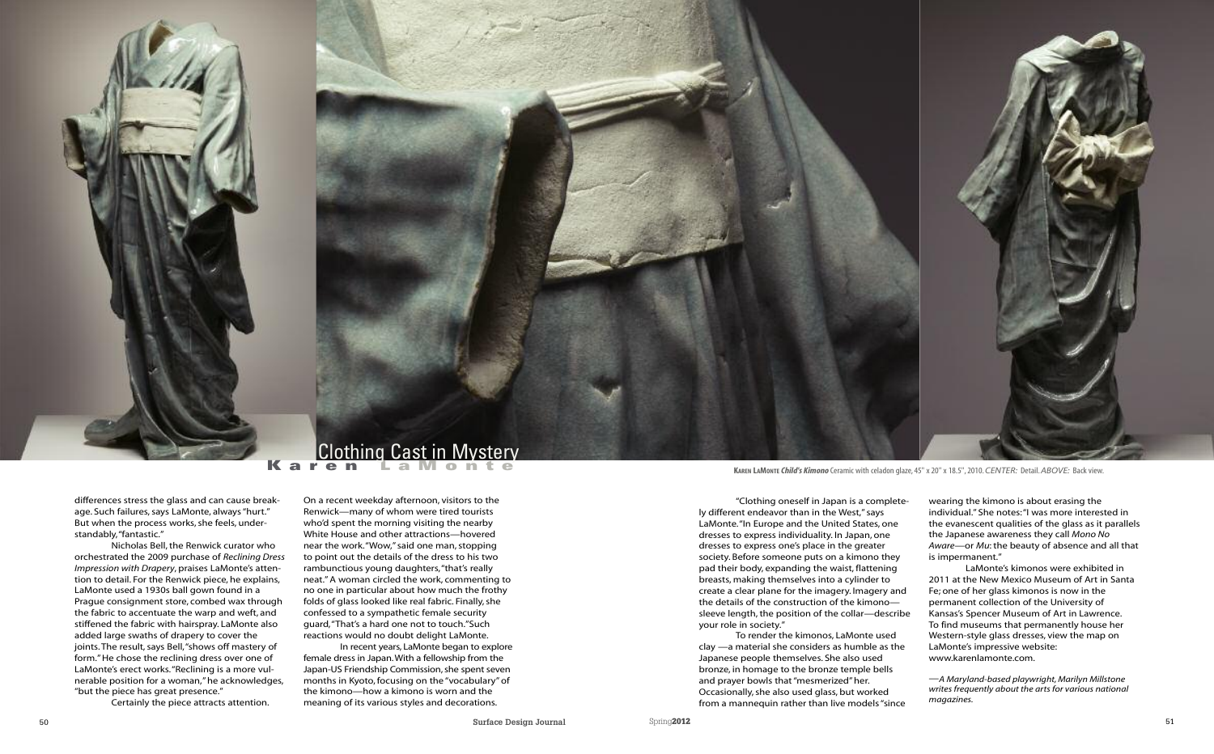# Clothing Cast in Mystery

## Karen LaMonte

**Karen LaMonte** ***Child's Kimono*** Ceramic with celadon glaze, 45" x 20" x 18.5", 2010. *CENTER:* Detail. *ABOVE:* Back view.

differences stress the glass and can cause breakage. Such failures, says LaMonte, always "hurt." But when the process works, she feels, understandably, "fantastic."

Nicholas Bell, the Renwick curator who orchestrated the 2009 purchase of *Reclining Dress Impression with Drapery*, praises LaMonte's attention to detail. For the Renwick piece, he explains, LaMonte used a 1930s ball gown found in a Prague consignment store, combed wax through the fabric to accentuate the warp and weft, and stiffened the fabric with hairspray. LaMonte also added large swaths of drapery to cover the joints. The result, says Bell, "shows off mastery of form." He chose the reclining dress over one of LaMonte's erect works. "Reclining is a more vulnerable position for a woman," he acknowledges, "but the piece has great presence."

Certainly the piece attracts attention. On a recent weekday afternoon, visitors to the Renwick—many of whom were tired tourists who'd spent the morning visiting the nearby White House and other attractions—hovered near the work. "Wow," said one man, stopping to point out the details of the dress to his two rambunctious young daughters, "that's really neat." A woman circled the work, commenting to no one in particular about how much the frothy folds of glass looked like real fabric. Finally, she confessed to a sympathetic female security guard, "That's a hard one not to touch." Such reactions would no doubt delight LaMonte.

In recent years, LaMonte began to explore female dress in Japan. With a fellowship from the Japan-US Friendship Commission, she spent seven months in Kyoto, focusing on the "vocabulary" of the kimono—how a kimono is worn and the meaning of its various styles and decorations.

"Clothing oneself in Japan is a completely different endeavor than in the West," says LaMonte. "In Europe and the United States, one dresses to express individuality. In Japan, one dresses to express one's place in the greater society. Before someone puts on a kimono they pad their body, expanding the waist, flattening breasts, making themselves into a cylinder to create a clear plane for the imagery. Imagery and the details of the construction of the kimono—sleeve length, the position of the collar—describe your role in society."

To render the kimonos, LaMonte used clay —a material she considers as humble as the Japanese people themselves. She also used bronze, in homage to the bronze temple bells and prayer bowls that "mesmerized" her. Occasionally, she also used glass, but worked from a mannequin rather than live models "since wearing the kimono is about erasing the individual." She notes: "I was more interested in the evanescent qualities of the glass as it parallels the Japanese awareness they call *Mono No Aware*—or *Mu*: the beauty of absence and all that is impermanent."

LaMonte's kimonos were exhibited in 2011 at the New Mexico Museum of Art in Santa Fe; one of her glass kimonos is now in the permanent collection of the University of Kansas's Spencer Museum of Art in Lawrence. To find museums that permanently house her Western-style glass dresses, view the map on LaMonte's impressive website: www.karenlamonte.com.

*—A Maryland-based playwright, Marilyn Millstone writes frequently about the arts for various national magazines.*